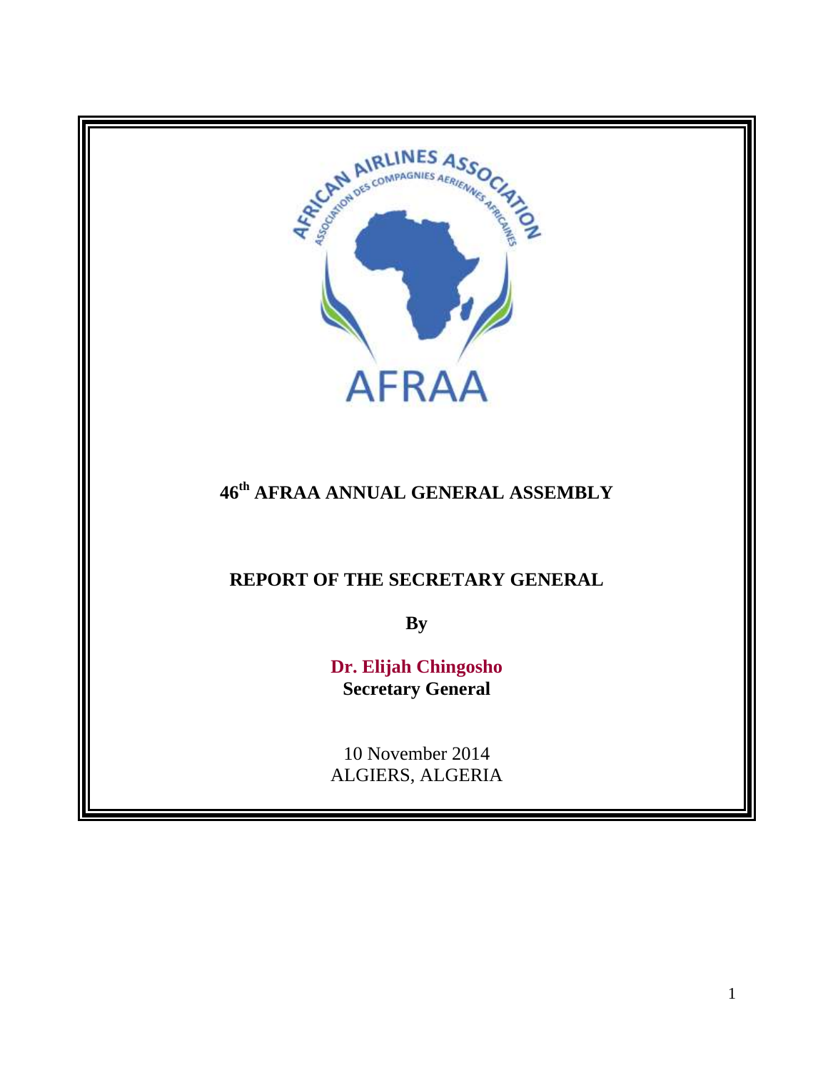# 46th AFRAA ANNUAL GENERAL ASSEMBLY

## REPORT OF THE SECRETARY GENERAL

**By**

**Dr. Elijah Chingosho**
**Secretary General**

10 November 2014
ALGIERS, ALGERIA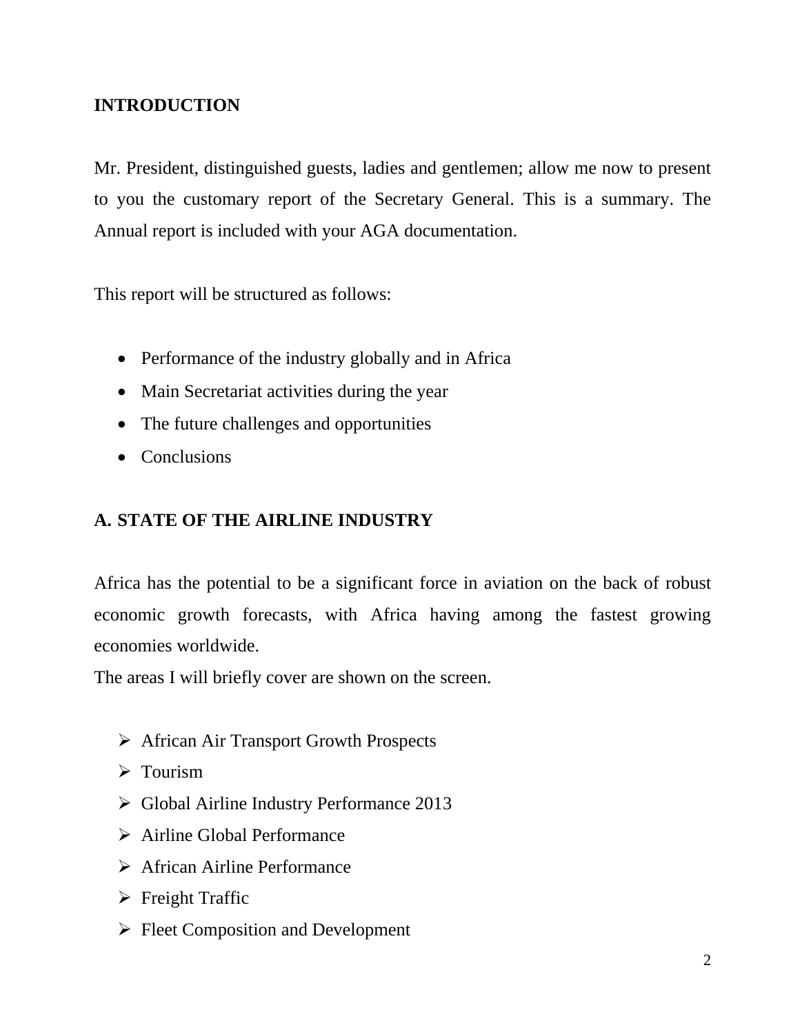## INTRODUCTION

Mr. President, distinguished guests, ladies and gentlemen; allow me now to present to you the customary report of the Secretary General. This is a summary. The Annual report is included with your AGA documentation.

This report will be structured as follows:

- Performance of the industry globally and in Africa
- Main Secretariat activities during the year
- The future challenges and opportunities
- Conclusions

## A. STATE OF THE AIRLINE INDUSTRY

Africa has the potential to be a significant force in aviation on the back of robust economic growth forecasts, with Africa having among the fastest growing economies worldwide.
The areas I will briefly cover are shown on the screen.

- African Air Transport Growth Prospects
- Tourism
- Global Airline Industry Performance 2013
- Airline Global Performance
- African Airline Performance
- Freight Traffic
- Fleet Composition and Development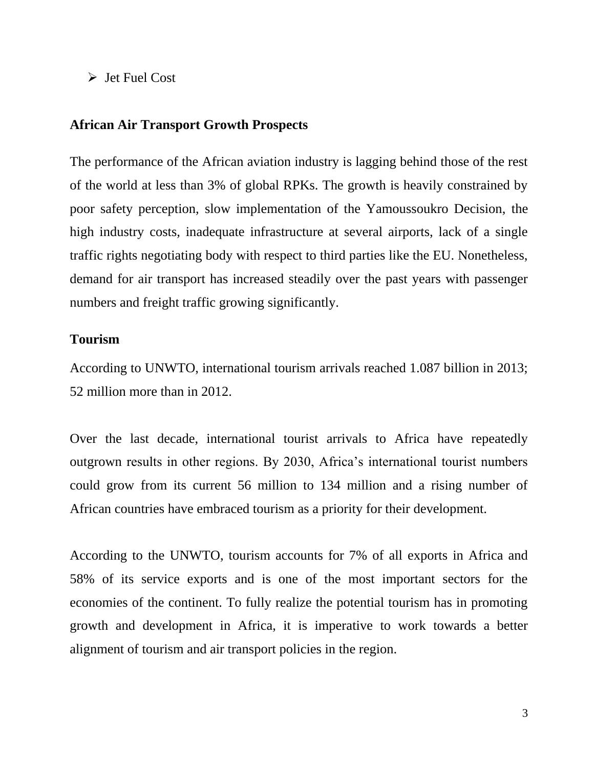- Jet Fuel Cost

**African Air Transport Growth Prospects**

The performance of the African aviation industry is lagging behind those of the rest of the world at less than 3% of global RPKs. The growth is heavily constrained by poor safety perception, slow implementation of the Yamoussoukro Decision, the high industry costs, inadequate infrastructure at several airports, lack of a single traffic rights negotiating body with respect to third parties like the EU. Nonetheless, demand for air transport has increased steadily over the past years with passenger numbers and freight traffic growing significantly.

**Tourism**

According to UNWTO, international tourism arrivals reached 1.087 billion in 2013; 52 million more than in 2012.

Over the last decade, international tourist arrivals to Africa have repeatedly outgrown results in other regions. By 2030, Africa's international tourist numbers could grow from its current 56 million to 134 million and a rising number of African countries have embraced tourism as a priority for their development.

According to the UNWTO, tourism accounts for 7% of all exports in Africa and 58% of its service exports and is one of the most important sectors for the economies of the continent. To fully realize the potential tourism has in promoting growth and development in Africa, it is imperative to work towards a better alignment of tourism and air transport policies in the region.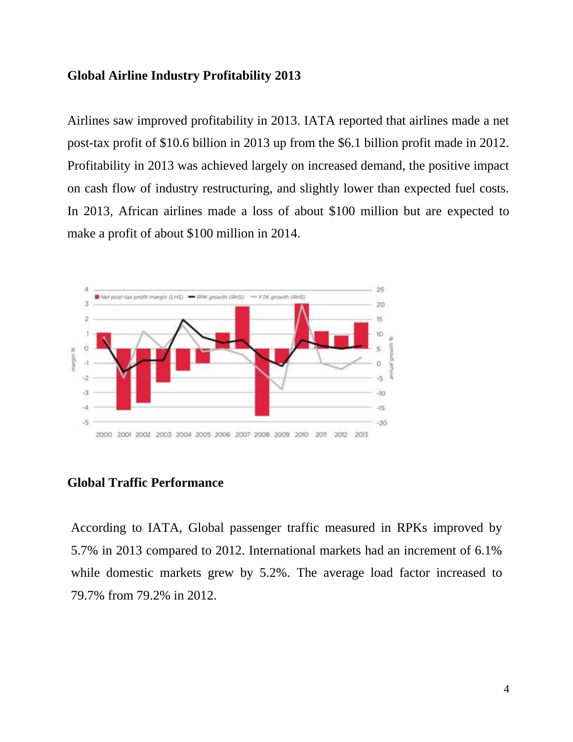**Global Airline Industry Profitability 2013**

Airlines saw improved profitability in 2013. IATA reported that airlines made a net post-tax profit of $10.6 billion in 2013 up from the $6.1 billion profit made in 2012. Profitability in 2013 was achieved largely on increased demand, the positive impact on cash flow of industry restructuring, and slightly lower than expected fuel costs. In 2013, African airlines made a loss of about $100 million but are expected to make a profit of about $100 million in 2014.

**Global Traffic Performance**

According to IATA, Global passenger traffic measured in RPKs improved by 5.7% in 2013 compared to 2012. International markets had an increment of 6.1% while domestic markets grew by 5.2%. The average load factor increased to 79.7% from 79.2% in 2012.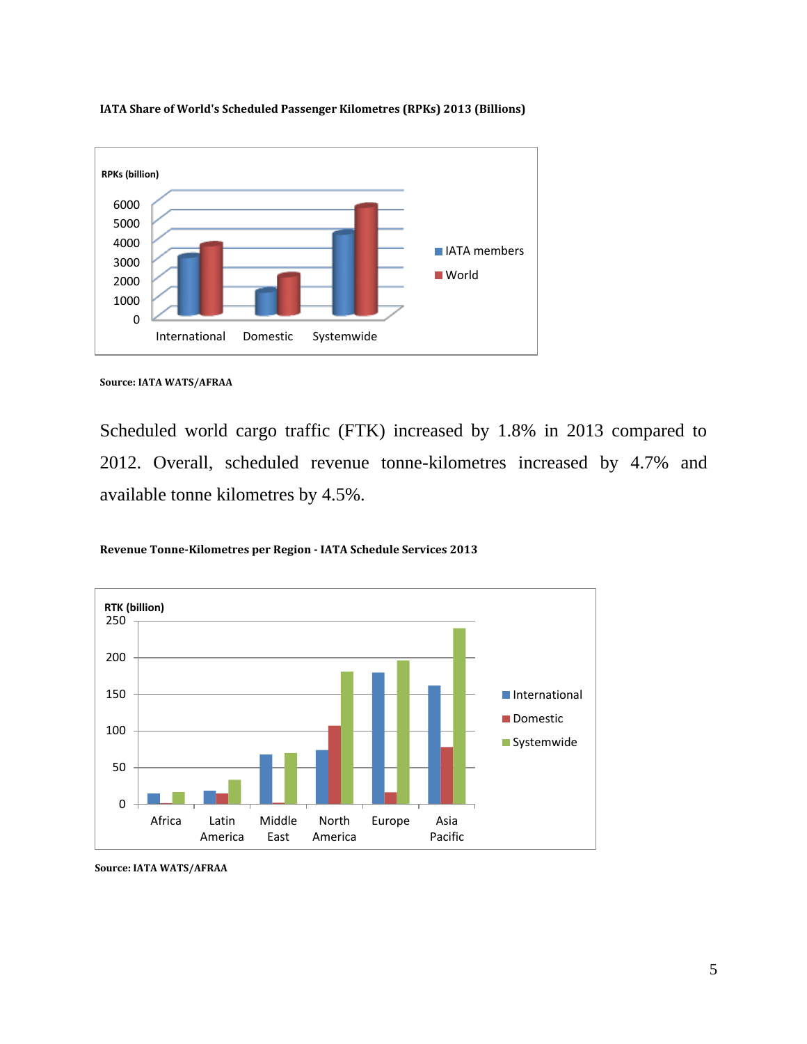**IATA Share of World's Scheduled Passenger Kilometres (RPKs) 2013 (Billions)**

**Source: IATA WATS/AFRAA**

Scheduled world cargo traffic (FTK) increased by 1.8% in 2013 compared to 2012. Overall, scheduled revenue tonne-kilometres increased by 4.7% and available tonne kilometres by 4.5%.

**Revenue Tonne-Kilometres per Region - IATA Schedule Services 2013**

**Source: IATA WATS/AFRAA**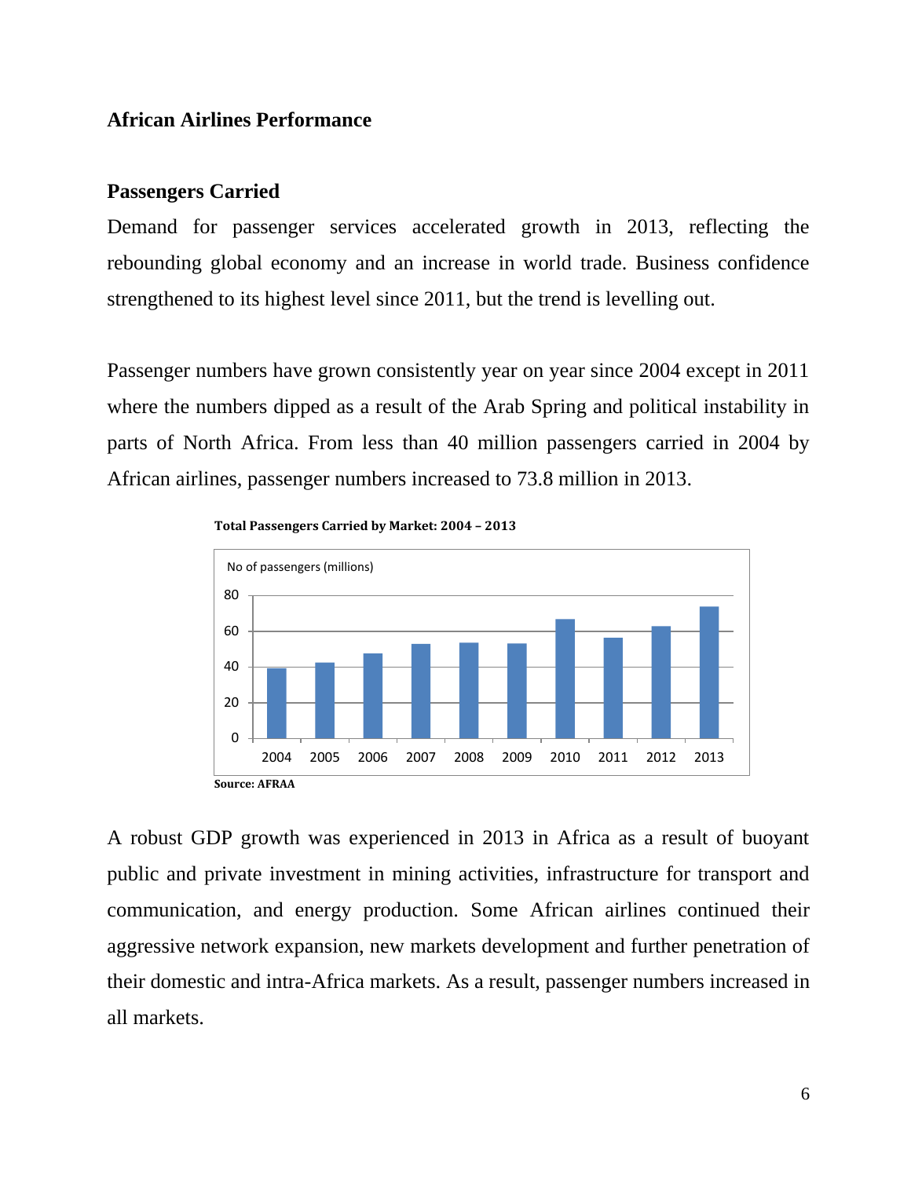## African Airlines Performance

### Passengers Carried

Demand for passenger services accelerated growth in 2013, reflecting the rebounding global economy and an increase in world trade. Business confidence strengthened to its highest level since 2011, but the trend is levelling out.

Passenger numbers have grown consistently year on year since 2004 except in 2011 where the numbers dipped as a result of the Arab Spring and political instability in parts of North Africa. From less than 40 million passengers carried in 2004 by African airlines, passenger numbers increased to 73.8 million in 2013.

**Total Passengers Carried by Market: 2004 – 2013**

**Source: AFRAA**

A robust GDP growth was experienced in 2013 in Africa as a result of buoyant public and private investment in mining activities, infrastructure for transport and communication, and energy production. Some African airlines continued their aggressive network expansion, new markets development and further penetration of their domestic and intra-Africa markets. As a result, passenger numbers increased in all markets.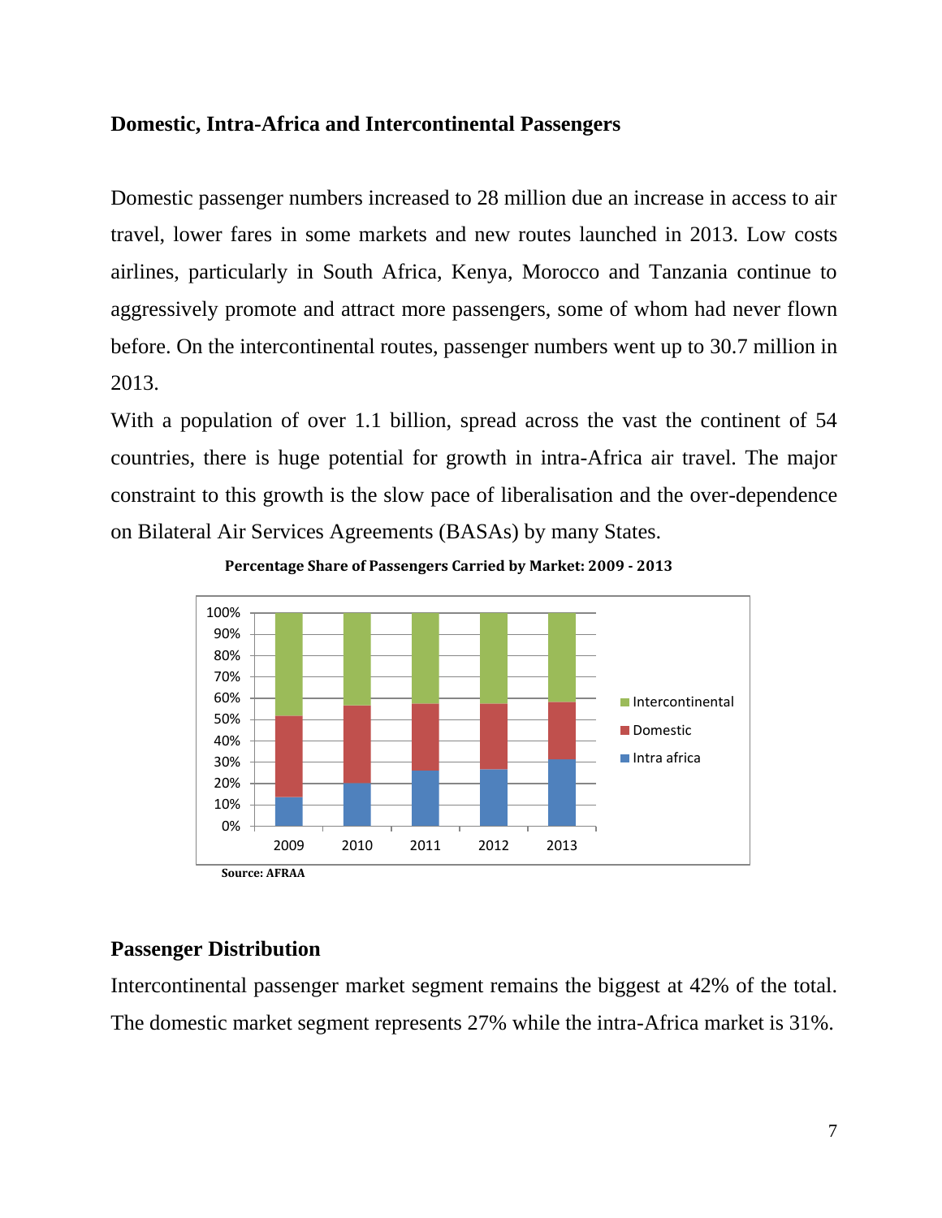### Domestic, Intra-Africa and Intercontinental Passengers

Domestic passenger numbers increased to 28 million due an increase in access to air travel, lower fares in some markets and new routes launched in 2013. Low costs airlines, particularly in South Africa, Kenya, Morocco and Tanzania continue to aggressively promote and attract more passengers, some of whom had never flown before. On the intercontinental routes, passenger numbers went up to 30.7 million in 2013.

With a population of over 1.1 billion, spread across the vast the continent of 54 countries, there is huge potential for growth in intra-Africa air travel. The major constraint to this growth is the slow pace of liberalisation and the over-dependence on Bilateral Air Services Agreements (BASAs) by many States.

**Percentage Share of Passengers Carried by Market: 2009 - 2013**

**Source: AFRAA**

### Passenger Distribution

Intercontinental passenger market segment remains the biggest at 42% of the total. The domestic market segment represents 27% while the intra-Africa market is 31%.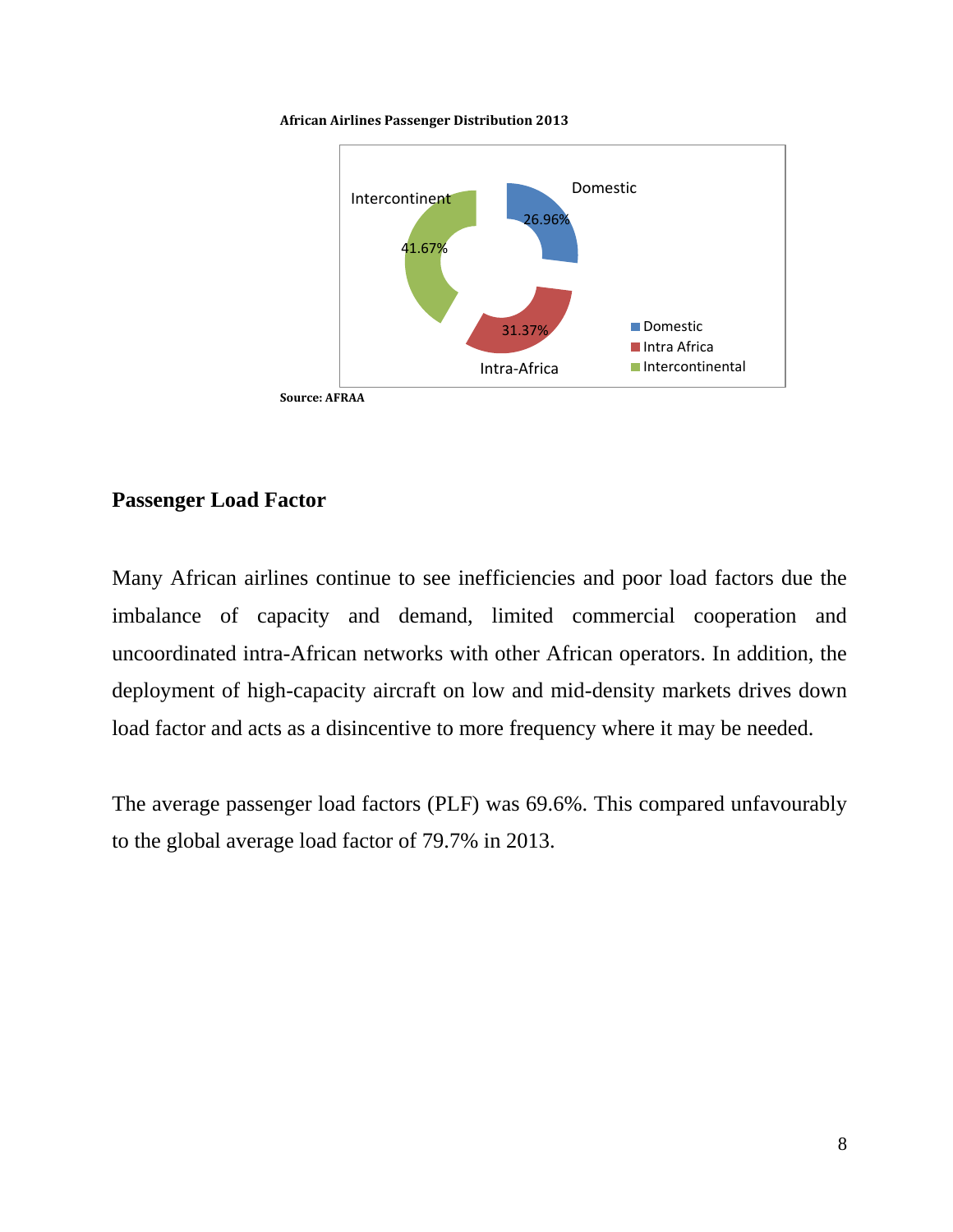**African Airlines Passenger Distribution 2013**

**Source: AFRAA**

## Passenger Load Factor

Many African airlines continue to see inefficiencies and poor load factors due the imbalance of capacity and demand, limited commercial cooperation and uncoordinated intra-African networks with other African operators. In addition, the deployment of high-capacity aircraft on low and mid-density markets drives down load factor and acts as a disincentive to more frequency where it may be needed.

The average passenger load factors (PLF) was 69.6%. This compared unfavourably to the global average load factor of 79.7% in 2013.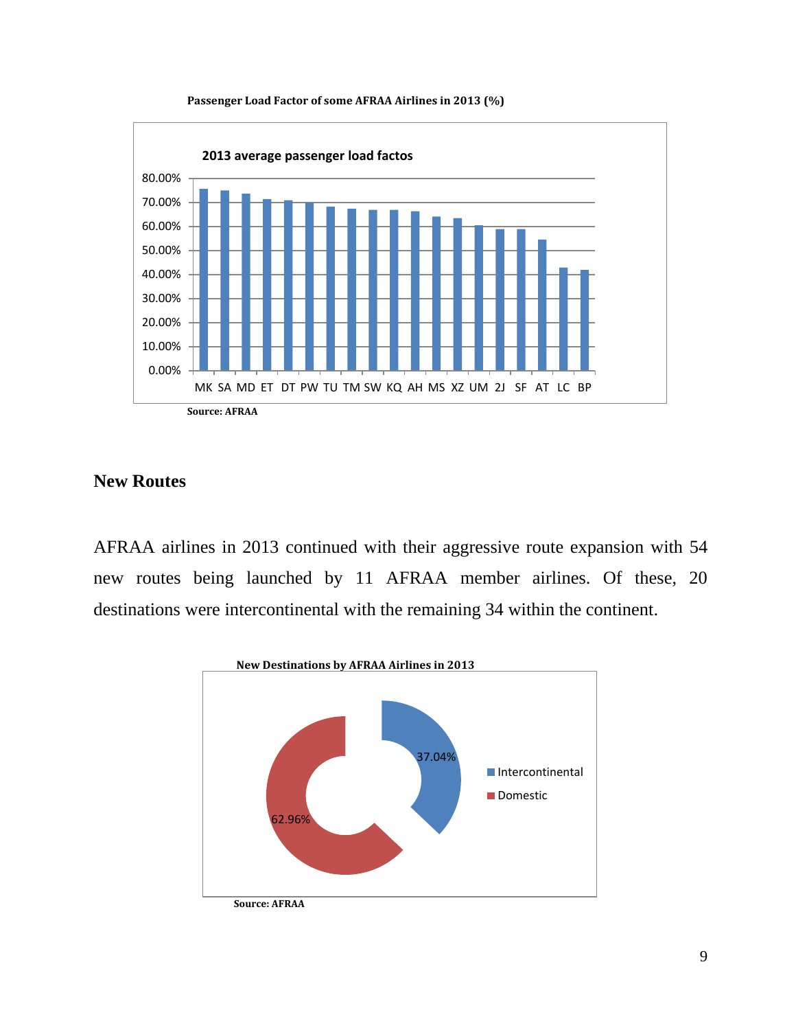**Passenger Load Factor of some AFRAA Airlines in 2013 (%)**

Source: AFRAA

## New Routes

AFRAA airlines in 2013 continued with their aggressive route expansion with 54 new routes being launched by 11 AFRAA member airlines. Of these, 20 destinations were intercontinental with the remaining 34 within the continent.

**New Destinations by AFRAA Airlines in 2013**

Source: AFRAA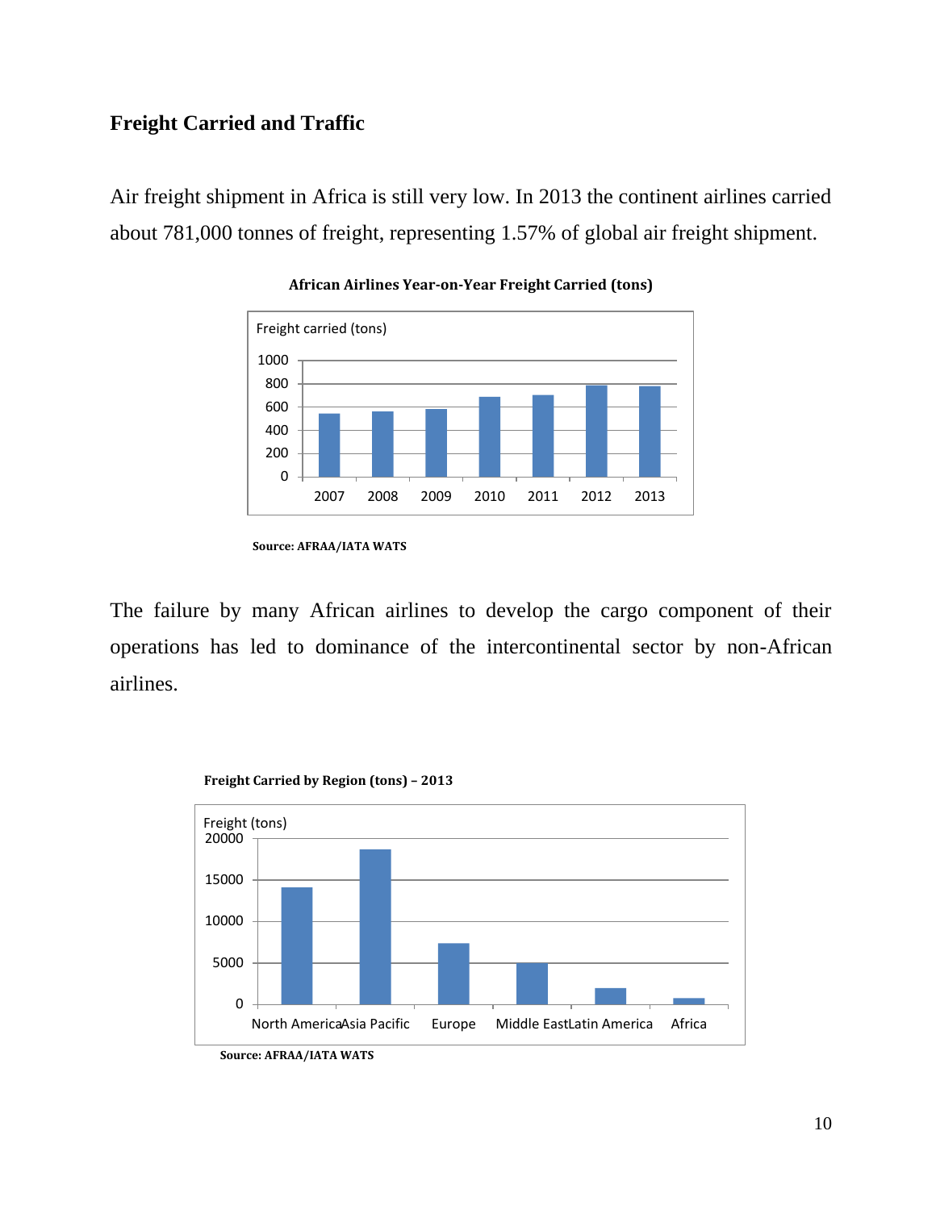## Freight Carried and Traffic

Air freight shipment in Africa is still very low. In 2013 the continent airlines carried about 781,000 tonnes of freight, representing 1.57% of global air freight shipment.

**African Airlines Year-on-Year Freight Carried (tons)**

Freight carried (tons)

1000
800
600
400
200
0

2007 2008 2009 2010 2011 2012 2013

**Source: AFRAA/IATA WATS**

The failure by many African airlines to develop the cargo component of their operations has led to dominance of the intercontinental sector by non-African airlines.

**Freight Carried by Region (tons) – 2013**

Freight (tons)

20000
15000
10000
5000
0

North America Asia Pacific Europe Middle East Latin America Africa

**Source: AFRAA/IATA WATS**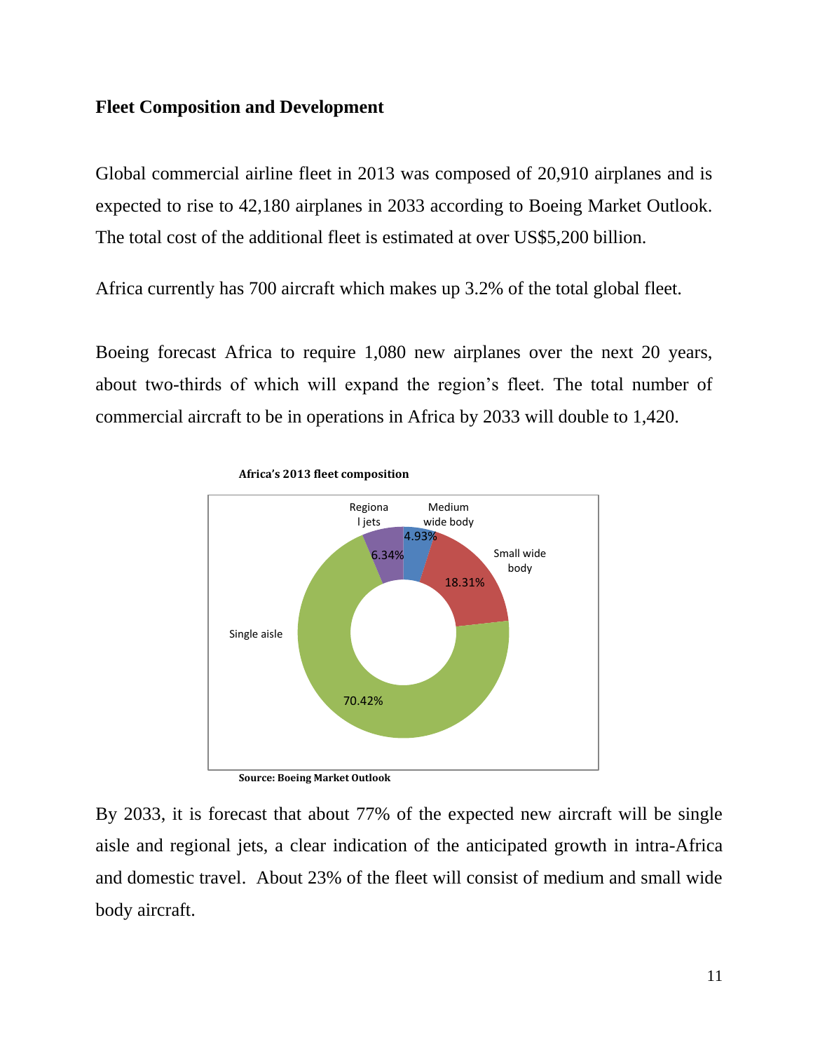**Fleet Composition and Development**

Global commercial airline fleet in 2013 was composed of 20,910 airplanes and is expected to rise to 42,180 airplanes in 2033 according to Boeing Market Outlook. The total cost of the additional fleet is estimated at over US$5,200 billion.

Africa currently has 700 aircraft which makes up 3.2% of the total global fleet.

Boeing forecast Africa to require 1,080 new airplanes over the next 20 years, about two-thirds of which will expand the region's fleet. The total number of commercial aircraft to be in operations in Africa by 2033 will double to 1,420.

**Africa's 2013 fleet composition**

| Category | Share |
| --- | --- |
| Medium wide body | 4.93% |
| Small wide body | 18.31% |
| Single aisle | 70.42% |
| Regional jets | 6.34% |

**Source: Boeing Market Outlook**

By 2033, it is forecast that about 77% of the expected new aircraft will be single aisle and regional jets, a clear indication of the anticipated growth in intra-Africa and domestic travel. About 23% of the fleet will consist of medium and small wide body aircraft.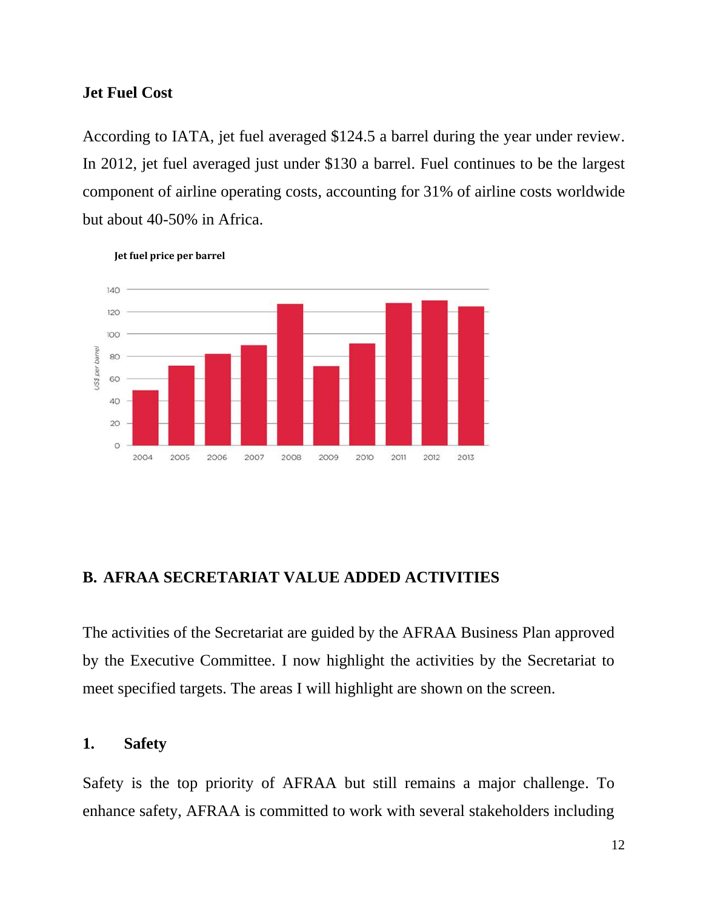### Jet Fuel Cost

According to IATA, jet fuel averaged $124.5 a barrel during the year under review. In 2012, jet fuel averaged just under $130 a barrel. Fuel continues to be the largest component of airline operating costs, accounting for 31% of airline costs worldwide but about 40-50% in Africa.

**Jet fuel price per barrel**

## B. AFRAA SECRETARIAT VALUE ADDED ACTIVITIES

The activities of the Secretariat are guided by the AFRAA Business Plan approved by the Executive Committee. I now highlight the activities by the Secretariat to meet specified targets. The areas I will highlight are shown on the screen.

### 1. Safety

Safety is the top priority of AFRAA but still remains a major challenge. To enhance safety, AFRAA is committed to work with several stakeholders including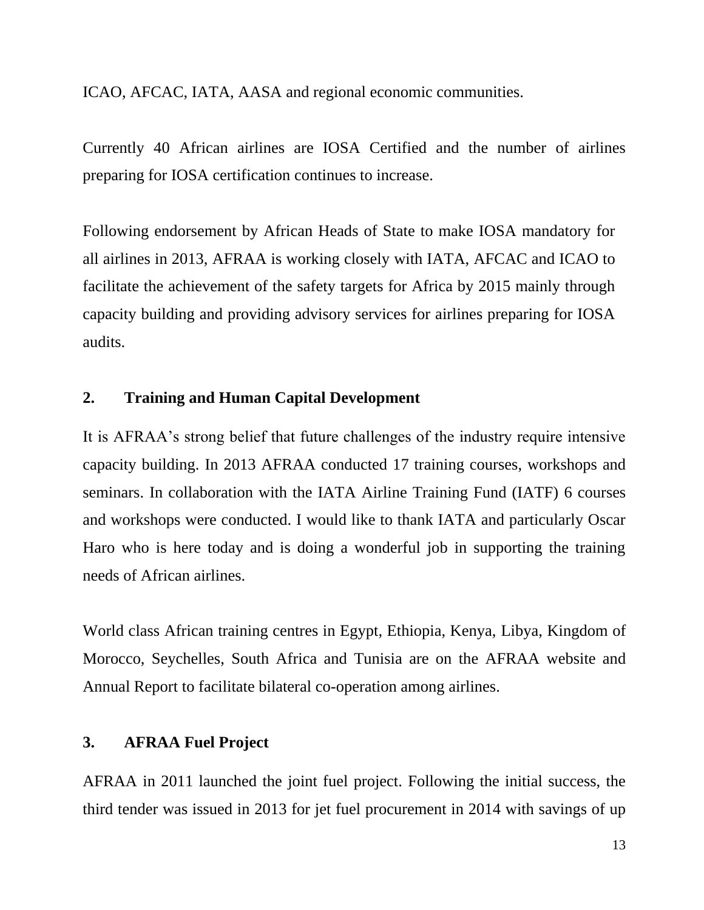ICAO, AFCAC, IATA, AASA and regional economic communities.

Currently 40 African airlines are IOSA Certified and the number of airlines preparing for IOSA certification continues to increase.

Following endorsement by African Heads of State to make IOSA mandatory for all airlines in 2013, AFRAA is working closely with IATA, AFCAC and ICAO to facilitate the achievement of the safety targets for Africa by 2015 mainly through capacity building and providing advisory services for airlines preparing for IOSA audits.

## 2. Training and Human Capital Development

It is AFRAA's strong belief that future challenges of the industry require intensive capacity building. In 2013 AFRAA conducted 17 training courses, workshops and seminars. In collaboration with the IATA Airline Training Fund (IATF) 6 courses and workshops were conducted. I would like to thank IATA and particularly Oscar Haro who is here today and is doing a wonderful job in supporting the training needs of African airlines.

World class African training centres in Egypt, Ethiopia, Kenya, Libya, Kingdom of Morocco, Seychelles, South Africa and Tunisia are on the AFRAA website and Annual Report to facilitate bilateral co-operation among airlines.

## 3. AFRAA Fuel Project

AFRAA in 2011 launched the joint fuel project. Following the initial success, the third tender was issued in 2013 for jet fuel procurement in 2014 with savings of up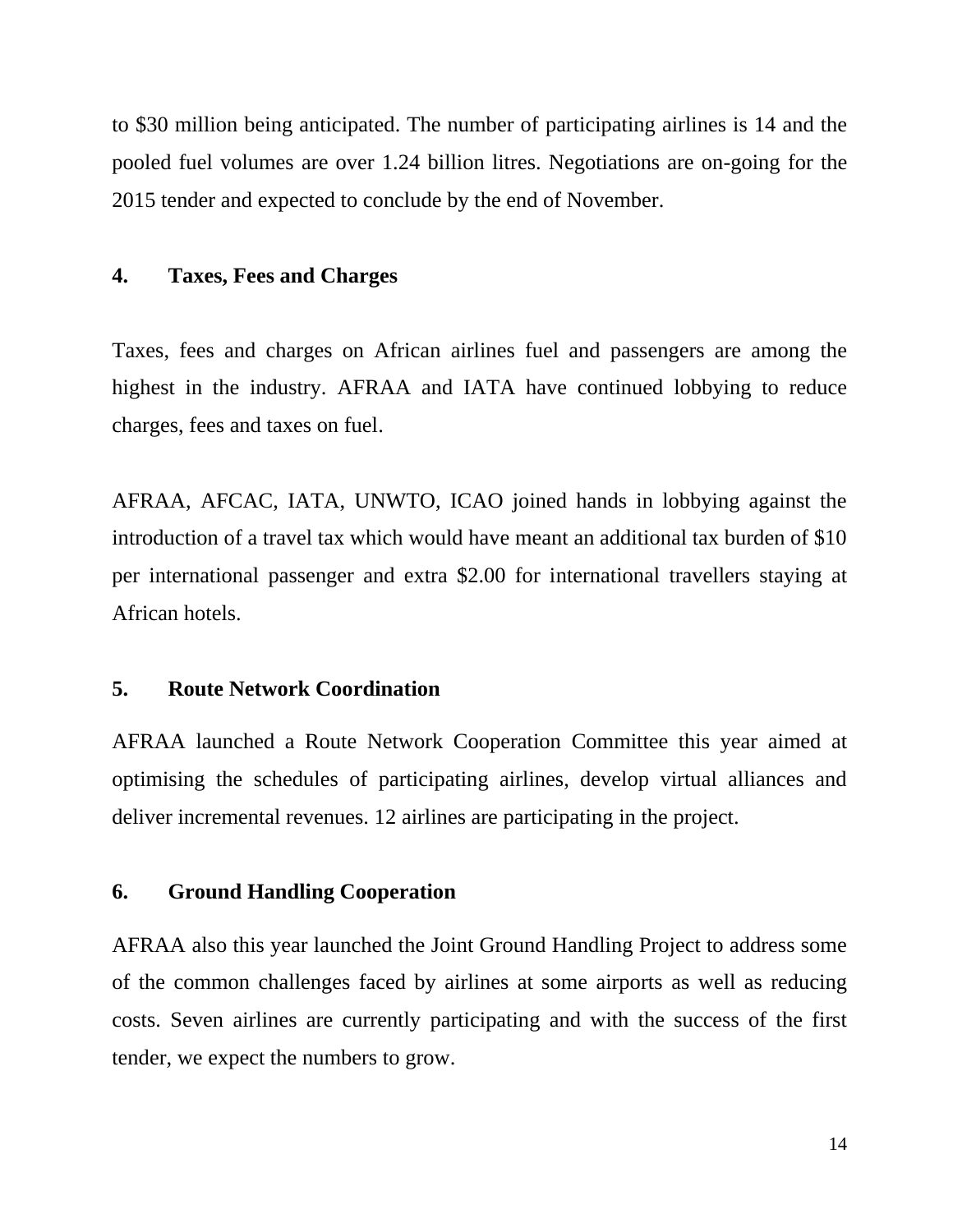to $30 million being anticipated. The number of participating airlines is 14 and the pooled fuel volumes are over 1.24 billion litres. Negotiations are on-going for the 2015 tender and expected to conclude by the end of November.

## 4. Taxes, Fees and Charges

Taxes, fees and charges on African airlines fuel and passengers are among the highest in the industry. AFRAA and IATA have continued lobbying to reduce charges, fees and taxes on fuel.

AFRAA, AFCAC, IATA, UNWTO, ICAO joined hands in lobbying against the introduction of a travel tax which would have meant an additional tax burden of $10 per international passenger and extra $2.00 for international travellers staying at African hotels.

## 5. Route Network Coordination

AFRAA launched a Route Network Cooperation Committee this year aimed at optimising the schedules of participating airlines, develop virtual alliances and deliver incremental revenues. 12 airlines are participating in the project.

## 6. Ground Handling Cooperation

AFRAA also this year launched the Joint Ground Handling Project to address some of the common challenges faced by airlines at some airports as well as reducing costs. Seven airlines are currently participating and with the success of the first tender, we expect the numbers to grow.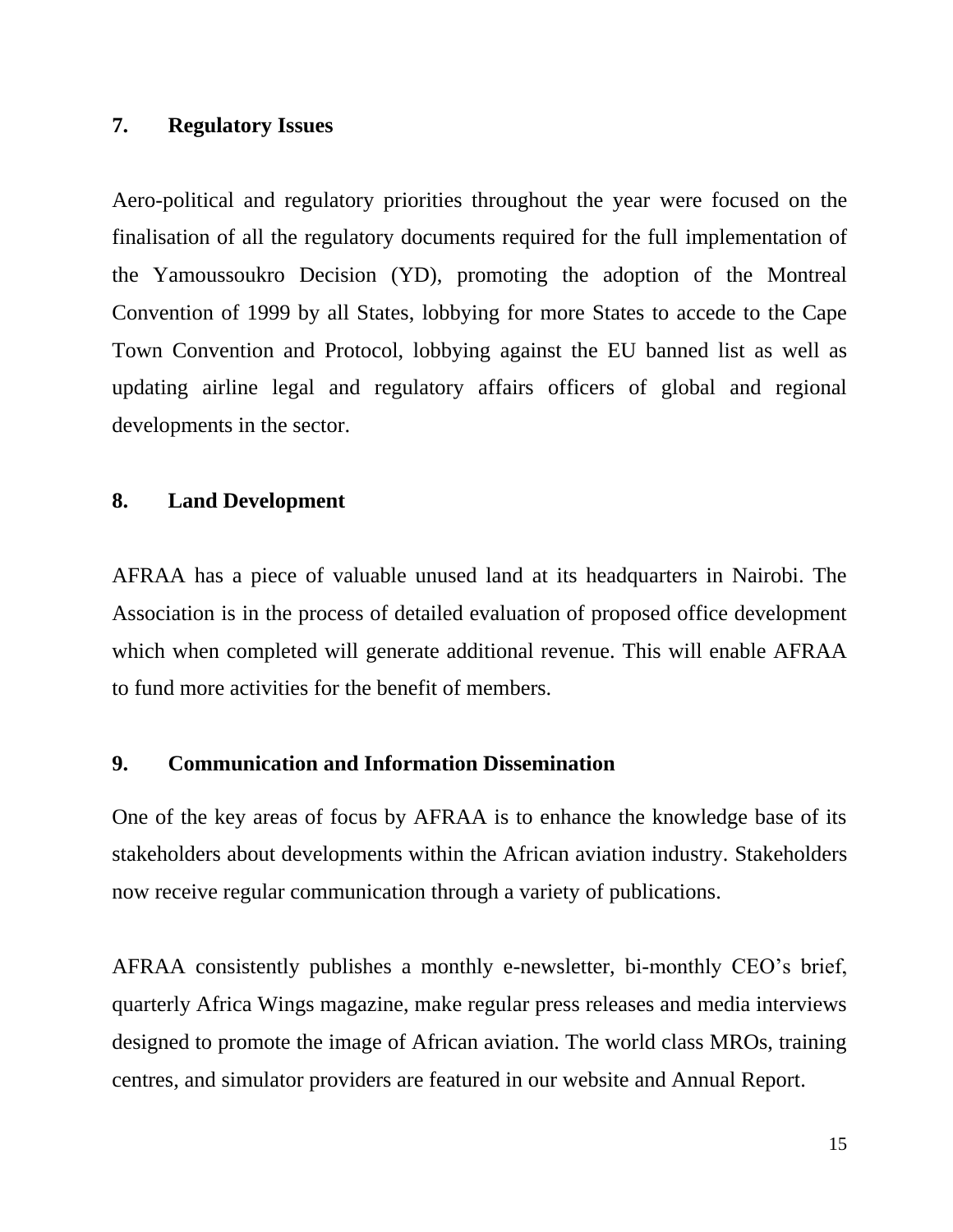## 7. Regulatory Issues

Aero-political and regulatory priorities throughout the year were focused on the finalisation of all the regulatory documents required for the full implementation of the Yamoussoukro Decision (YD), promoting the adoption of the Montreal Convention of 1999 by all States, lobbying for more States to accede to the Cape Town Convention and Protocol, lobbying against the EU banned list as well as updating airline legal and regulatory affairs officers of global and regional developments in the sector.

## 8. Land Development

AFRAA has a piece of valuable unused land at its headquarters in Nairobi. The Association is in the process of detailed evaluation of proposed office development which when completed will generate additional revenue. This will enable AFRAA to fund more activities for the benefit of members.

## 9. Communication and Information Dissemination

One of the key areas of focus by AFRAA is to enhance the knowledge base of its stakeholders about developments within the African aviation industry. Stakeholders now receive regular communication through a variety of publications.

AFRAA consistently publishes a monthly e-newsletter, bi-monthly CEO's brief, quarterly Africa Wings magazine, make regular press releases and media interviews designed to promote the image of African aviation. The world class MROs, training centres, and simulator providers are featured in our website and Annual Report.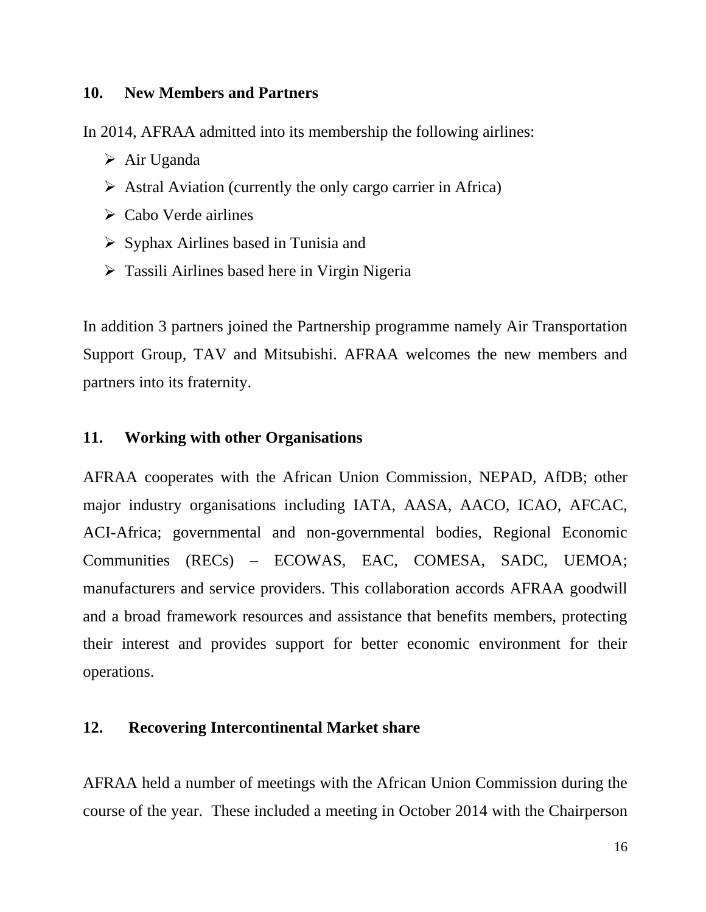## 10. New Members and Partners

In 2014, AFRAA admitted into its membership the following airlines:

- Air Uganda
- Astral Aviation (currently the only cargo carrier in Africa)
- Cabo Verde airlines
- Syphax Airlines based in Tunisia and
- Tassili Airlines based here in Virgin Nigeria

In addition 3 partners joined the Partnership programme namely Air Transportation Support Group, TAV and Mitsubishi. AFRAA welcomes the new members and partners into its fraternity.

## 11. Working with other Organisations

AFRAA cooperates with the African Union Commission, NEPAD, AfDB; other major industry organisations including IATA, AASA, AACO, ICAO, AFCAC, ACI-Africa; governmental and non-governmental bodies, Regional Economic Communities (RECs) – ECOWAS, EAC, COMESA, SADC, UEMOA; manufacturers and service providers. This collaboration accords AFRAA goodwill and a broad framework resources and assistance that benefits members, protecting their interest and provides support for better economic environment for their operations.

## 12. Recovering Intercontinental Market share

AFRAA held a number of meetings with the African Union Commission during the course of the year. These included a meeting in October 2014 with the Chairperson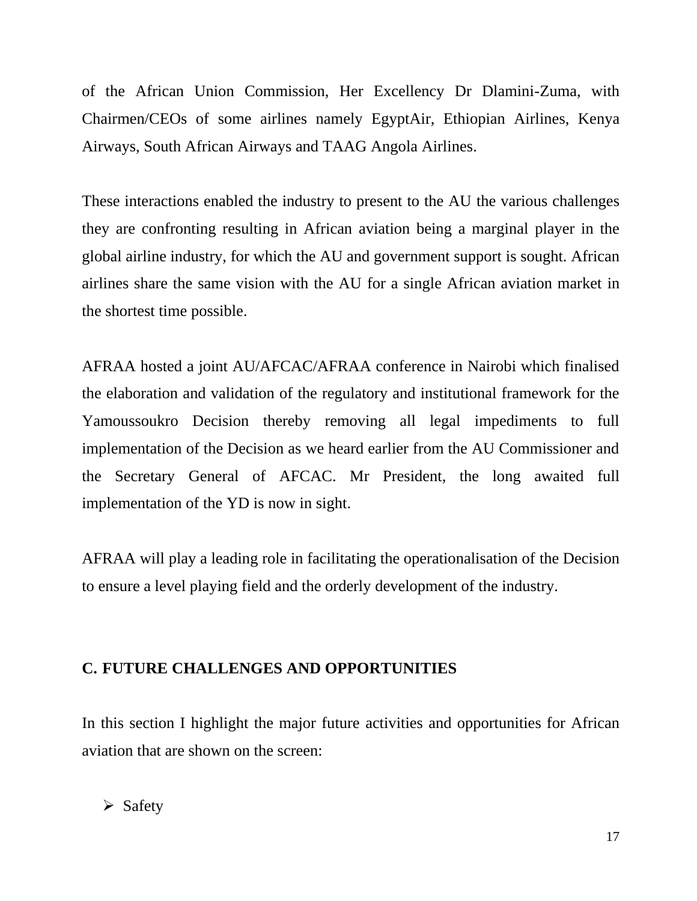of the African Union Commission, Her Excellency Dr Dlamini-Zuma, with Chairmen/CEOs of some airlines namely EgyptAir, Ethiopian Airlines, Kenya Airways, South African Airways and TAAG Angola Airlines.

These interactions enabled the industry to present to the AU the various challenges they are confronting resulting in African aviation being a marginal player in the global airline industry, for which the AU and government support is sought. African airlines share the same vision with the AU for a single African aviation market in the shortest time possible.

AFRAA hosted a joint AU/AFCAC/AFRAA conference in Nairobi which finalised the elaboration and validation of the regulatory and institutional framework for the Yamoussoukro Decision thereby removing all legal impediments to full implementation of the Decision as we heard earlier from the AU Commissioner and the Secretary General of AFCAC. Mr President, the long awaited full implementation of the YD is now in sight.

AFRAA will play a leading role in facilitating the operationalisation of the Decision to ensure a level playing field and the orderly development of the industry.

## C. FUTURE CHALLENGES AND OPPORTUNITIES

In this section I highlight the major future activities and opportunities for African aviation that are shown on the screen:

- Safety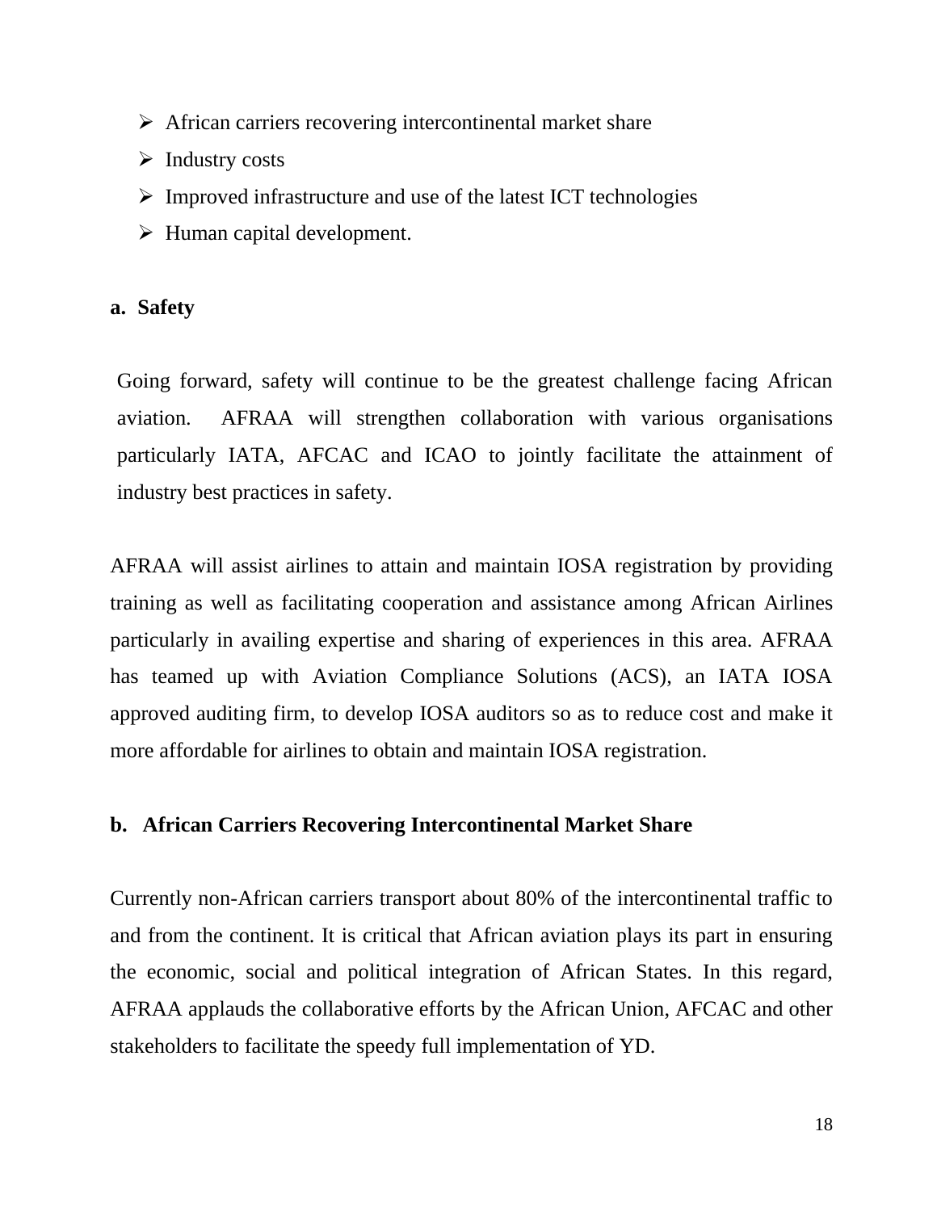- African carriers recovering intercontinental market share
- Industry costs
- Improved infrastructure and use of the latest ICT technologies
- Human capital development.

**a. Safety**

Going forward, safety will continue to be the greatest challenge facing African aviation. AFRAA will strengthen collaboration with various organisations particularly IATA, AFCAC and ICAO to jointly facilitate the attainment of industry best practices in safety.

AFRAA will assist airlines to attain and maintain IOSA registration by providing training as well as facilitating cooperation and assistance among African Airlines particularly in availing expertise and sharing of experiences in this area. AFRAA has teamed up with Aviation Compliance Solutions (ACS), an IATA IOSA approved auditing firm, to develop IOSA auditors so as to reduce cost and make it more affordable for airlines to obtain and maintain IOSA registration.

**b. African Carriers Recovering Intercontinental Market Share**

Currently non-African carriers transport about 80% of the intercontinental traffic to and from the continent. It is critical that African aviation plays its part in ensuring the economic, social and political integration of African States. In this regard, AFRAA applauds the collaborative efforts by the African Union, AFCAC and other stakeholders to facilitate the speedy full implementation of YD.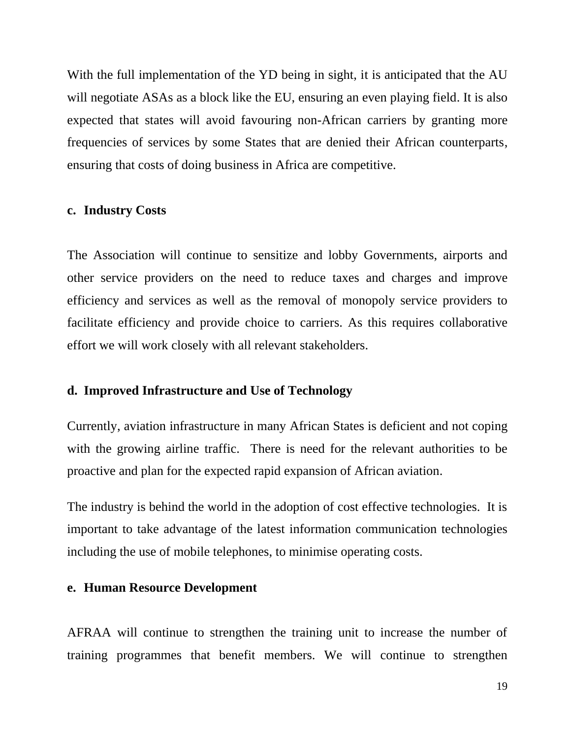With the full implementation of the YD being in sight, it is anticipated that the AU will negotiate ASAs as a block like the EU, ensuring an even playing field. It is also expected that states will avoid favouring non-African carriers by granting more frequencies of services by some States that are denied their African counterparts, ensuring that costs of doing business in Africa are competitive.

**c. Industry Costs**

The Association will continue to sensitize and lobby Governments, airports and other service providers on the need to reduce taxes and charges and improve efficiency and services as well as the removal of monopoly service providers to facilitate efficiency and provide choice to carriers. As this requires collaborative effort we will work closely with all relevant stakeholders.

**d. Improved Infrastructure and Use of Technology**

Currently, aviation infrastructure in many African States is deficient and not coping with the growing airline traffic. There is need for the relevant authorities to be proactive and plan for the expected rapid expansion of African aviation.

The industry is behind the world in the adoption of cost effective technologies. It is important to take advantage of the latest information communication technologies including the use of mobile telephones, to minimise operating costs.

**e. Human Resource Development**

AFRAA will continue to strengthen the training unit to increase the number of training programmes that benefit members. We will continue to strengthen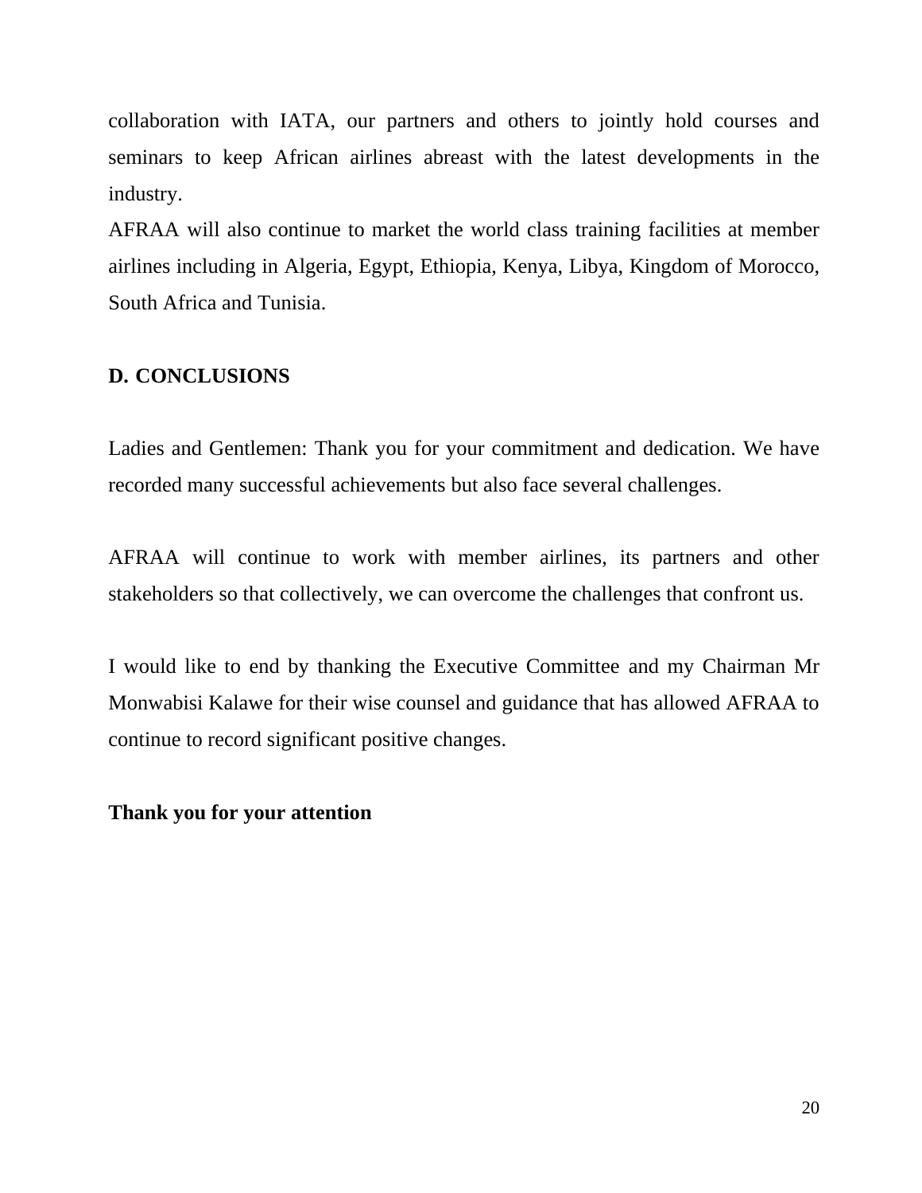collaboration with IATA, our partners and others to jointly hold courses and seminars to keep African airlines abreast with the latest developments in the industry.

AFRAA will also continue to market the world class training facilities at member airlines including in Algeria, Egypt, Ethiopia, Kenya, Libya, Kingdom of Morocco, South Africa and Tunisia.

## D. CONCLUSIONS

Ladies and Gentlemen: Thank you for your commitment and dedication. We have recorded many successful achievements but also face several challenges.

AFRAA will continue to work with member airlines, its partners and other stakeholders so that collectively, we can overcome the challenges that confront us.

I would like to end by thanking the Executive Committee and my Chairman Mr Monwabisi Kalawe for their wise counsel and guidance that has allowed AFRAA to continue to record significant positive changes.

**Thank you for your attention**